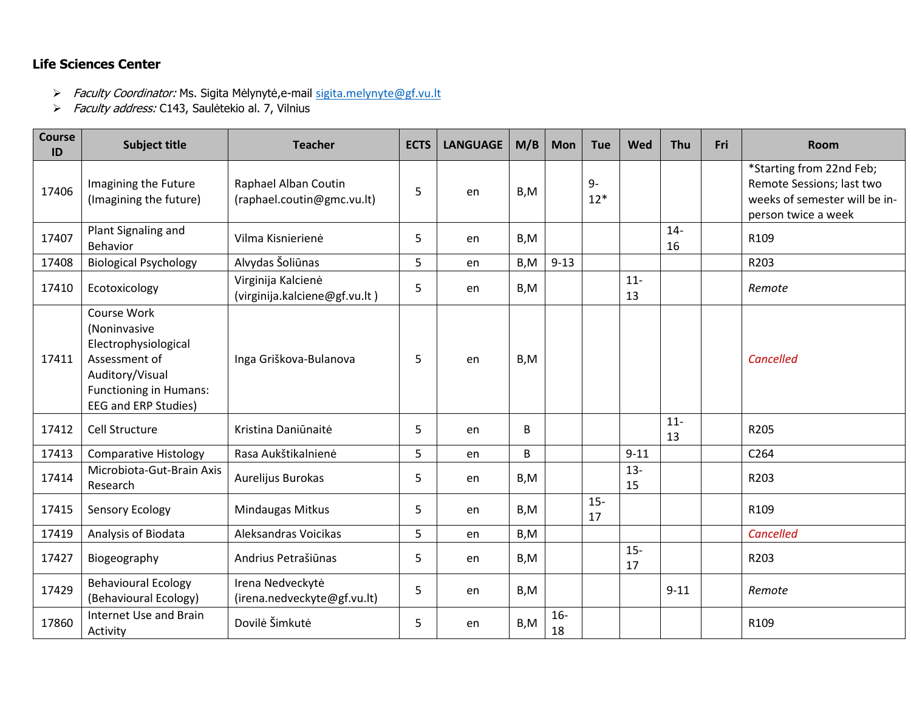## Life Sciences Center

- *Faculty Coordinator:* Ms. Sigita Mėlynytė,e-mail sigita.melynyte@gf.vu.lt
- *Faculty address:* C143, Saulėtekio al. 7, Vilnius

| Course ID | Subject title | Teacher | ECTS | LANGUAGE | M/B | Mon | Tue | Wed | Thu | Fri | Room |
|---|---|---|---|---|---|---|---|---|---|---|---|
| 17406 | Imagining the Future (Imagining the future) | Raphael Alban Coutin (raphael.coutin@gmc.vu.lt) | 5 | en | B,M | | 9-12* | | | | *Starting from 22nd Feb; Remote Sessions; last two weeks of semester will be in-person twice a week |
| 17407 | Plant Signaling and Behavior | Vilma Kisnierienė | 5 | en | B,M | | | | 14-16 | | R109 |
| 17408 | Biological Psychology | Alvydas Šoliūnas | 5 | en | B,M | 9-13 | | | | | R203 |
| 17410 | Ecotoxicology | Virginija Kalcienė (virginija.kalciene@gf.vu.lt ) | 5 | en | B,M | | | 11-13 | | | *Remote* |
| 17411 | Course Work (Noninvasive Electrophysiological Assessment of Auditory/Visual Functioning in Humans: EEG and ERP Studies) | Inga Griškova-Bulanova | 5 | en | B,M | | | | | | *Cancelled* |
| 17412 | Cell Structure | Kristina Daniūnaitė | 5 | en | B | | | | 11-13 | | R205 |
| 17413 | Comparative Histology | Rasa Aukštikalnienė | 5 | en | B | | | 9-11 | | | C264 |
| 17414 | Microbiota-Gut-Brain Axis Research | Aurelijus Burokas | 5 | en | B,M | | | 13-15 | | | R203 |
| 17415 | Sensory Ecology | Mindaugas Mitkus | 5 | en | B,M | | 15-17 | | | | R109 |
| 17419 | Analysis of Biodata | Aleksandras Voicikas | 5 | en | B,M | | | | | | *Cancelled* |
| 17427 | Biogeography | Andrius Petrašiūnas | 5 | en | B,M | | | 15-17 | | | R203 |
| 17429 | Behavioural Ecology (Behavioural Ecology) | Irena Nedveckytė (irena.nedveckyte@gf.vu.lt) | 5 | en | B,M | | | | 9-11 | | *Remote* |
| 17860 | Internet Use and Brain Activity | Dovilė Šimkutė | 5 | en | B,M | 16-18 | | | | | R109 |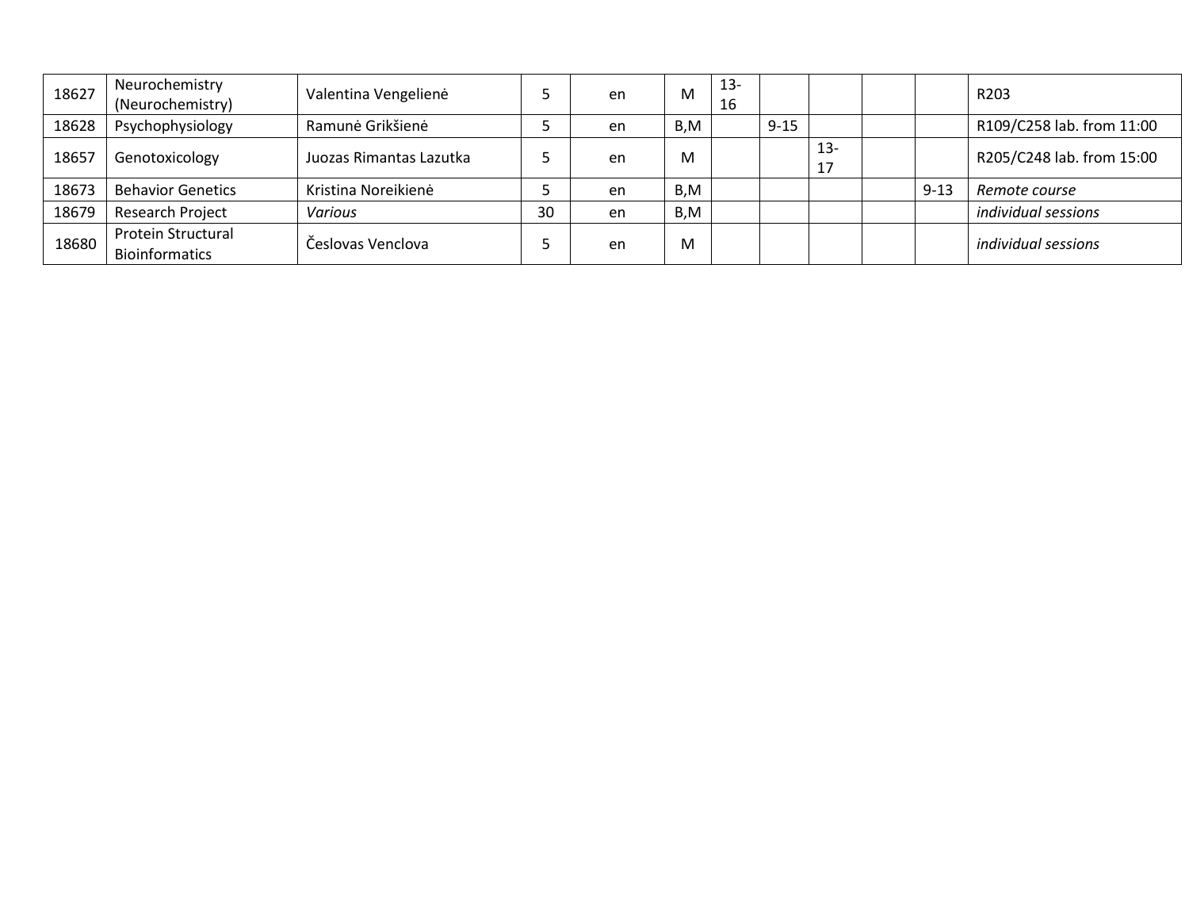| | | | | | | | | | | | |
|---|---|---|---|---|---|---|---|---|---|---|---|
| 18627 | Neurochemistry (Neurochemistry) | Valentina Vengelienė | 5 | en | M | 13-16 | | | | | R203 |
| 18628 | Psychophysiology | Ramunė Grikšienė | 5 | en | B,M | | 9-15 | | | | R109/C258 lab. from 11:00 |
| 18657 | Genotoxicology | Juozas Rimantas Lazutka | 5 | en | M | | | 13-17 | | | R205/C248 lab. from 15:00 |
| 18673 | Behavior Genetics | Kristina Noreikienė | 5 | en | B,M | | | | | 9-13 | *Remote course* |
| 18679 | Research Project | *Various* | 30 | en | B,M | | | | | | *individual sessions* |
| 18680 | Protein Structural Bioinformatics | Česlovas Venclova | 5 | en | M | | | | | | *individual sessions* |